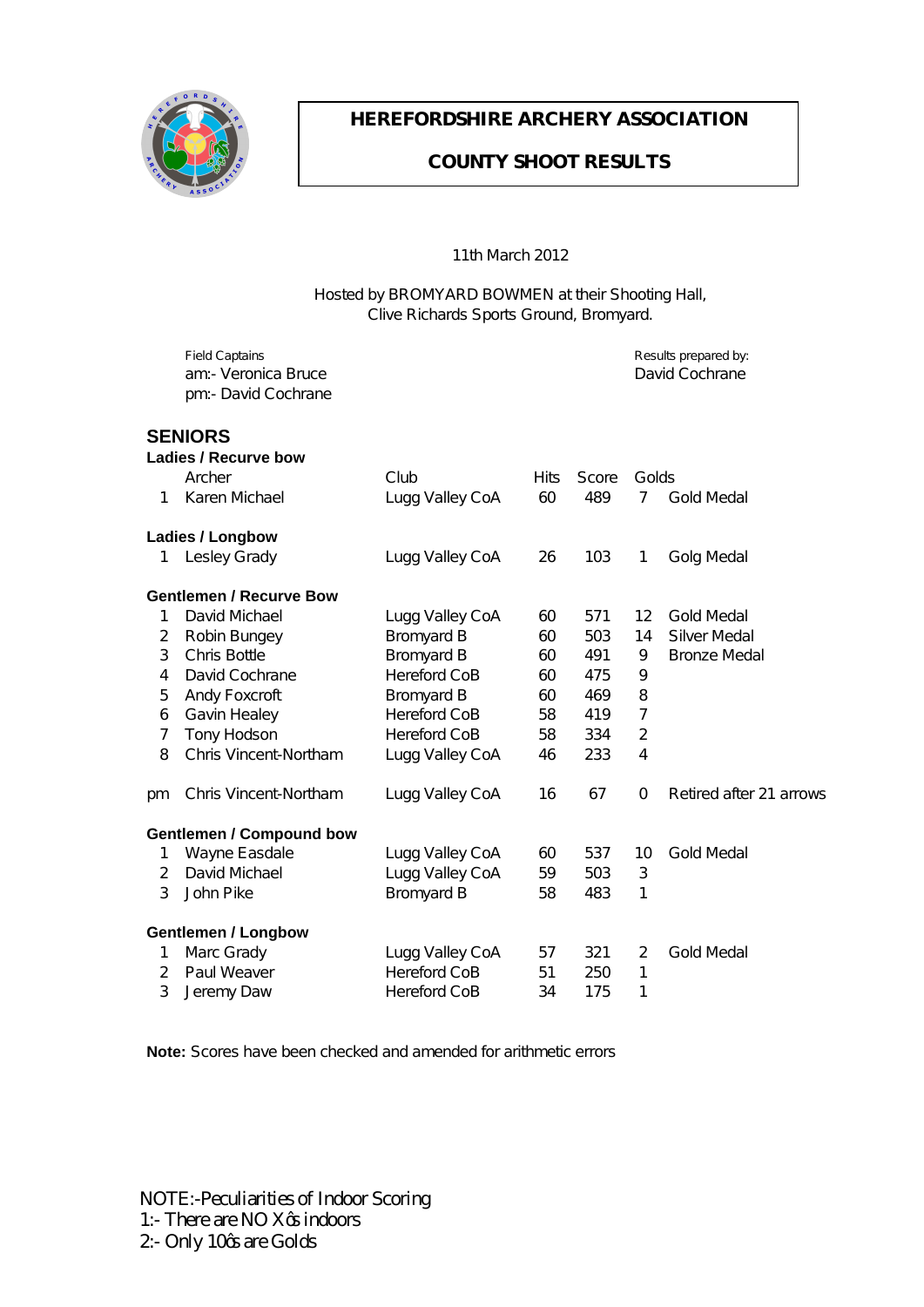# HEREFORDSHIRE ARCHERY ASSOCIATION

## COUNTY SHOOT RESULTS

11th March 2012

Hosted by BROMYARD BOWMEN at their Shooting Hall,
Clive Richards Sports Ground, Bromyard.

Field Captains
am:- Veronica Bruce
pm:- David Cochrane

Results prepared by:
David Cochrane

## SENIORS

### Ladies / Recurve bow

| | Archer | Club | Hits | Score | Golds | |
|---|---|---|---|---|---|---|
| 1 | Karen Michael | Lugg Valley CoA | 60 | 489 | 7 | Gold Medal |

### Ladies / Longbow

| | Archer | Club | Hits | Score | Golds | |
|---|---|---|---|---|---|---|
| 1 | Lesley Grady | Lugg Valley CoA | 26 | 103 | 1 | Golg Medal |

### Gentlemen / Recurve Bow

| | Archer | Club | Hits | Score | Golds | |
|---|---|---|---|---|---|---|
| 1 | David Michael | Lugg Valley CoA | 60 | 571 | 12 | Gold Medal |
| 2 | Robin Bungey | Bromyard B | 60 | 503 | 14 | Silver Medal |
| 3 | Chris Bottle | Bromyard B | 60 | 491 | 9 | Bronze Medal |
| 4 | David Cochrane | Hereford CoB | 60 | 475 | 9 | |
| 5 | Andy Foxcroft | Bromyard B | 60 | 469 | 8 | |
| 6 | Gavin Healey | Hereford CoB | 58 | 419 | 7 | |
| 7 | Tony Hodson | Hereford CoB | 58 | 334 | 2 | |
| 8 | Chris Vincent-Northam | Lugg Valley CoA | 46 | 233 | 4 | |
| pm | Chris Vincent-Northam | Lugg Valley CoA | 16 | 67 | 0 | Retired after 21 arrows |

### Gentlemen / Compound bow

| | Archer | Club | Hits | Score | Golds | |
|---|---|---|---|---|---|---|
| 1 | Wayne Easdale | Lugg Valley CoA | 60 | 537 | 10 | Gold Medal |
| 2 | David Michael | Lugg Valley CoA | 59 | 503 | 3 | |
| 3 | John Pike | Bromyard B | 58 | 483 | 1 | |

### Gentlemen / Longbow

| | Archer | Club | Hits | Score | Golds | |
|---|---|---|---|---|---|---|
| 1 | Marc Grady | Lugg Valley CoA | 57 | 321 | 2 | Gold Medal |
| 2 | Paul Weaver | Hereford CoB | 51 | 250 | 1 | |
| 3 | Jeremy Daw | Hereford CoB | 34 | 175 | 1 | |

**Note:** Scores have been checked and amended for arithmetic errors

NOTE:-Peculiarities of Indoor Scoring
1:- There are NO X's indoors
2:- Only 10's are Golds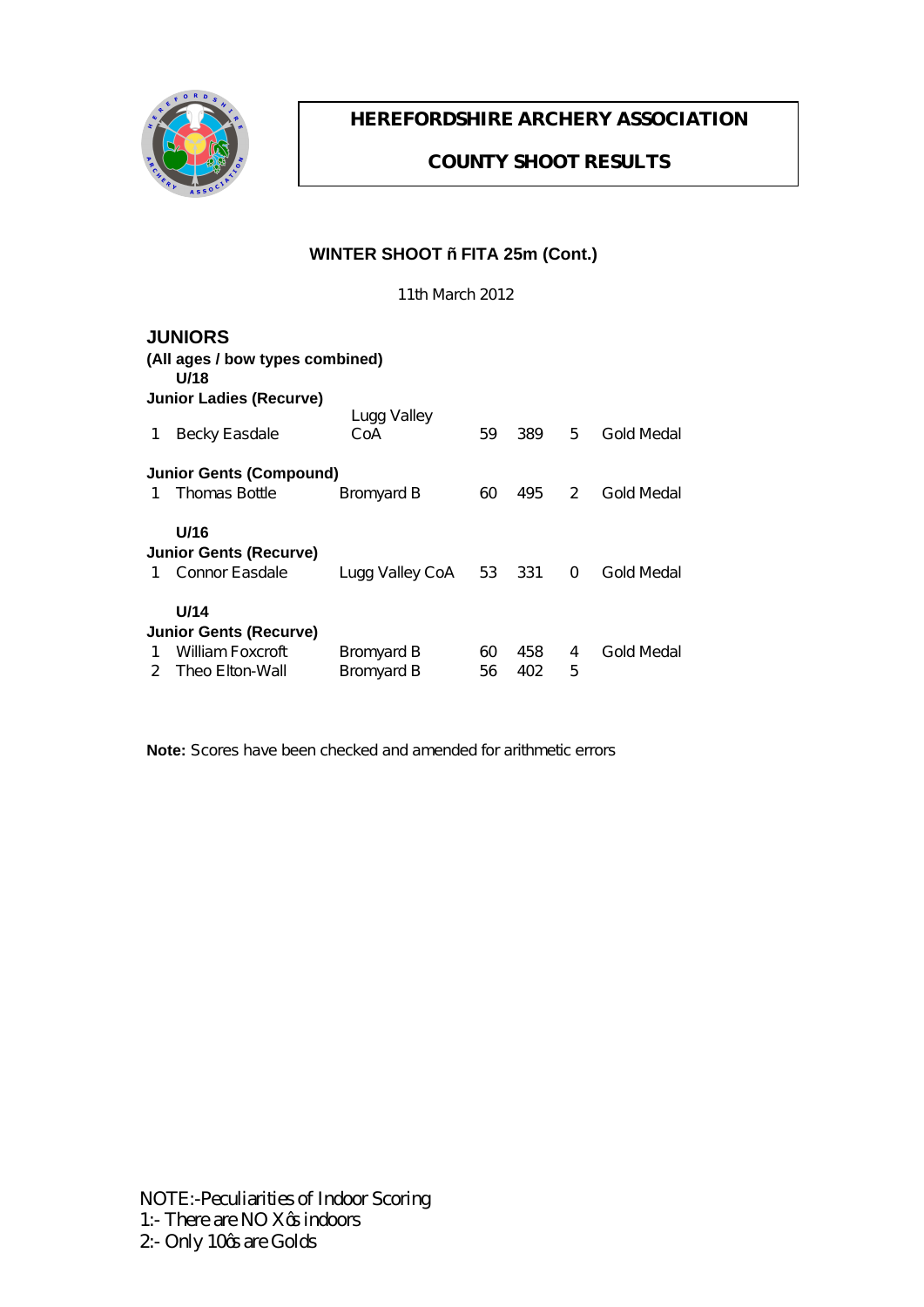**HEREFORDSHIRE ARCHERY ASSOCIATION**

**COUNTY SHOOT RESULTS**

**WINTER SHOOT ñ FITA 25m (Cont.)**

11th March 2012

## JUNIORS

**(All ages / bow types combined)**

**U/18**

**Junior Ladies (Recurve)**

| | | | | | | |
|---|---|---|---|---|---|---|
| 1 | Becky Easdale | Lugg Valley CoA | 59 | 389 | 5 | Gold Medal |

**Junior Gents (Compound)**

| | | | | | | |
|---|---|---|---|---|---|---|
| 1 | Thomas Bottle | Bromyard B | 60 | 495 | 2 | Gold Medal |

**U/16**

**Junior Gents (Recurve)**

| | | | | | | |
|---|---|---|---|---|---|---|
| 1 | Connor Easdale | Lugg Valley CoA | 53 | 331 | 0 | Gold Medal |

**U/14**

**Junior Gents (Recurve)**

| | | | | | | |
|---|---|---|---|---|---|---|
| 1 | William Foxcroft | Bromyard B | 60 | 458 | 4 | Gold Medal |
| 2 | Theo Elton-Wall | Bromyard B | 56 | 402 | 5 | |

**Note:** Scores have been checked and amended for arithmetic errors

NOTE:-Peculiarities of Indoor Scoring
1:- There are NO Xës indoors
2:- Only 10ës are Golds